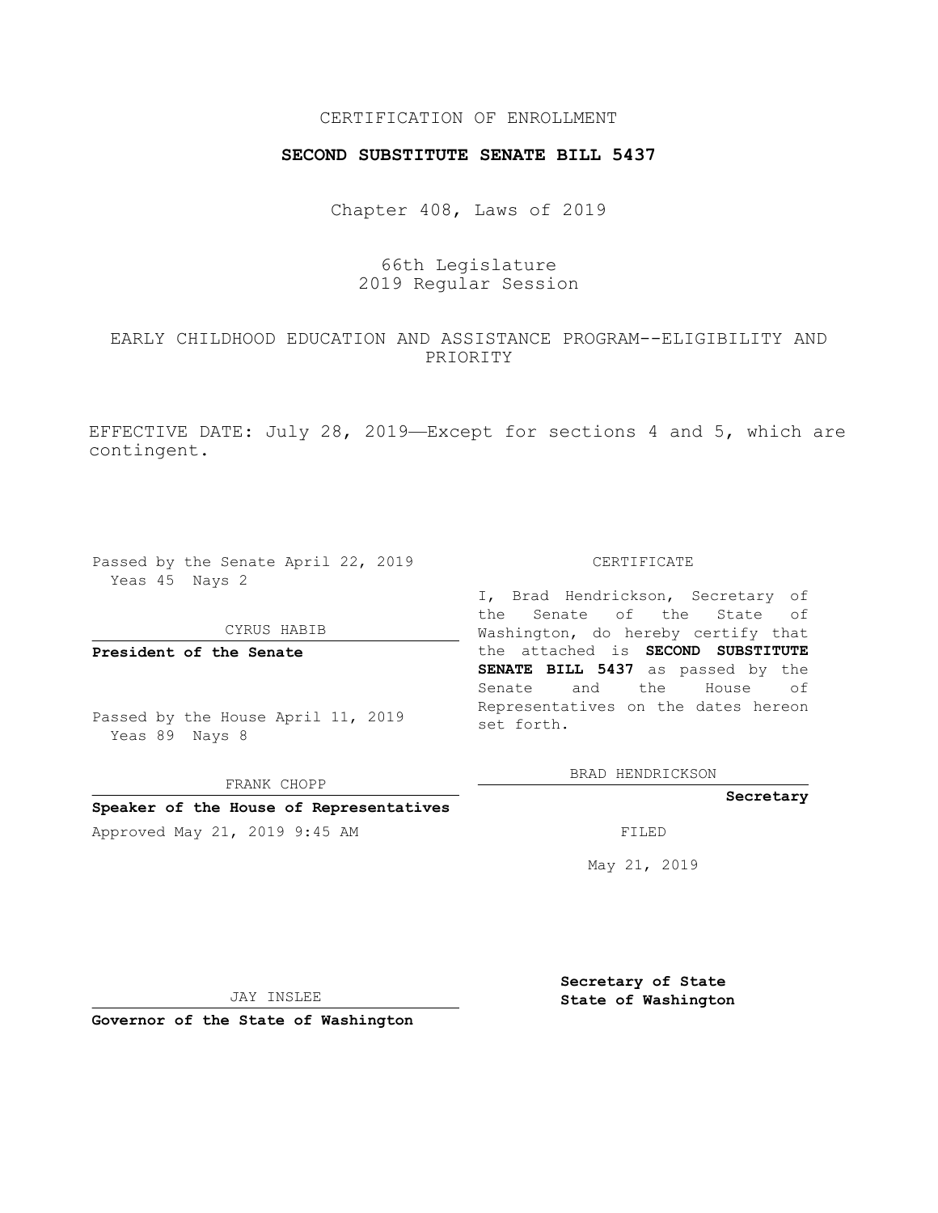CERTIFICATION OF ENROLLMENT

**SECOND SUBSTITUTE SENATE BILL 5437**

Chapter 408, Laws of 2019

66th Legislature
2019 Regular Session

EARLY CHILDHOOD EDUCATION AND ASSISTANCE PROGRAM--ELIGIBILITY AND PRIORITY

EFFECTIVE DATE: July 28, 2019—Except for sections 4 and 5, which are contingent.

Passed by the Senate April 22, 2019
Yeas 45 Nays 2

CYRUS HABIB

**President of the Senate**

Passed by the House April 11, 2019
Yeas 89 Nays 8

FRANK CHOPP

**Speaker of the House of Representatives**

Approved May 21, 2019 9:45 AM

JAY INSLEE

**Governor of the State of Washington**

CERTIFICATE

I, Brad Hendrickson, Secretary of the Senate of the State of Washington, do hereby certify that the attached is **SECOND SUBSTITUTE SENATE BILL 5437** as passed by the Senate and the House of Representatives on the dates hereon set forth.

BRAD HENDRICKSON

**Secretary**

FILED

May 21, 2019

**Secretary of State**
**State of Washington**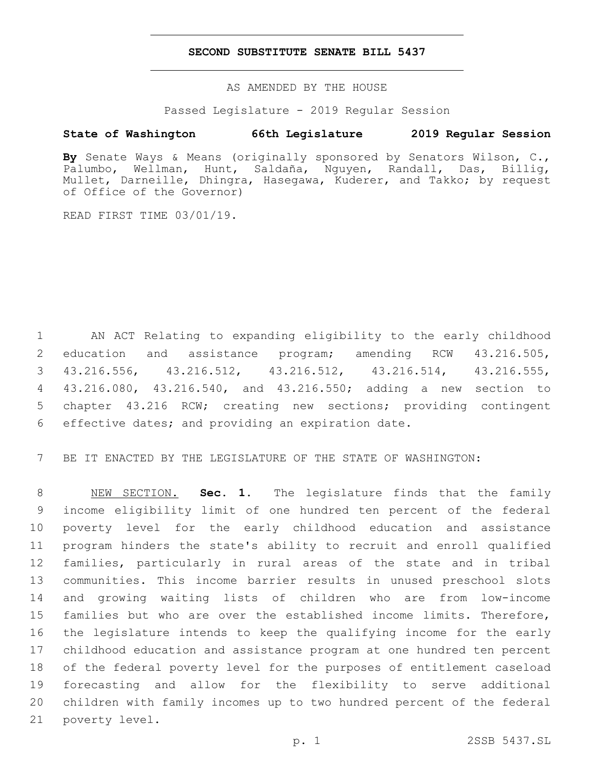# SECOND SUBSTITUTE SENATE BILL 5437

AS AMENDED BY THE HOUSE

Passed Legislature - 2019 Regular Session

**State of Washington 66th Legislature 2019 Regular Session**

**By** Senate Ways & Means (originally sponsored by Senators Wilson, C., Palumbo, Wellman, Hunt, Saldaña, Nguyen, Randall, Das, Billig, Mullet, Darneille, Dhingra, Hasegawa, Kuderer, and Takko; by request of Office of the Governor)

READ FIRST TIME 03/01/19.

AN ACT Relating to expanding eligibility to the early childhood education and assistance program; amending RCW 43.216.505, 43.216.556, 43.216.512, 43.216.512, 43.216.514, 43.216.555, 43.216.080, 43.216.540, and 43.216.550; adding a new section to chapter 43.216 RCW; creating new sections; providing contingent effective dates; and providing an expiration date.

BE IT ENACTED BY THE LEGISLATURE OF THE STATE OF WASHINGTON:

NEW SECTION. **Sec. 1.** The legislature finds that the family income eligibility limit of one hundred ten percent of the federal poverty level for the early childhood education and assistance program hinders the state's ability to recruit and enroll qualified families, particularly in rural areas of the state and in tribal communities. This income barrier results in unused preschool slots and growing waiting lists of children who are from low-income families but who are over the established income limits. Therefore, the legislature intends to keep the qualifying income for the early childhood education and assistance program at one hundred ten percent of the federal poverty level for the purposes of entitlement caseload forecasting and allow for the flexibility to serve additional children with family incomes up to two hundred percent of the federal poverty level.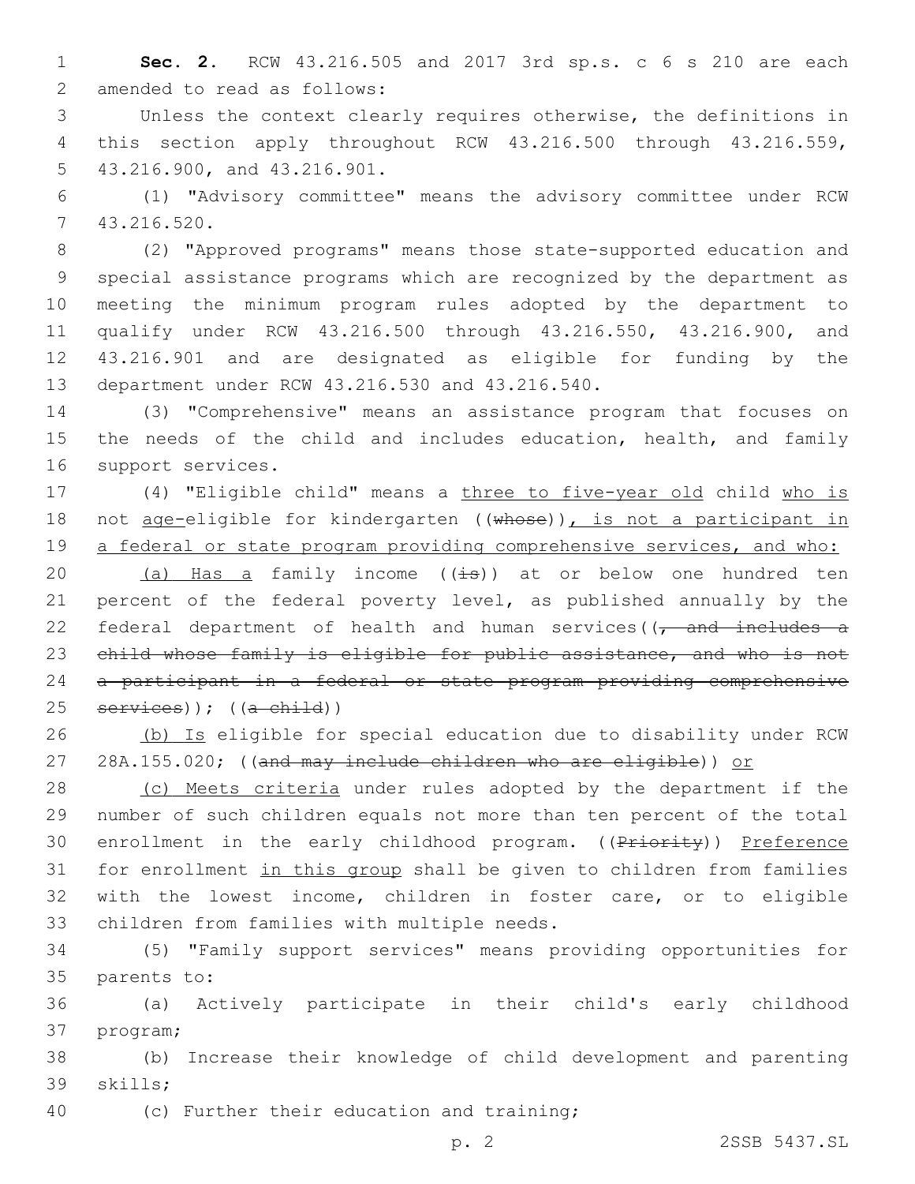**Sec. 2.** RCW 43.216.505 and 2017 3rd sp.s. c 6 s 210 are each amended to read as follows:

Unless the context clearly requires otherwise, the definitions in this section apply throughout RCW 43.216.500 through 43.216.559, 43.216.900, and 43.216.901.

(1) "Advisory committee" means the advisory committee under RCW 43.216.520.

(2) "Approved programs" means those state-supported education and special assistance programs which are recognized by the department as meeting the minimum program rules adopted by the department to qualify under RCW 43.216.500 through 43.216.550, 43.216.900, and 43.216.901 and are designated as eligible for funding by the department under RCW 43.216.530 and 43.216.540.

(3) "Comprehensive" means an assistance program that focuses on the needs of the child and includes education, health, and family support services.

(4) "Eligible child" means a <u>three to five-year old</u> child <u>who is</u> not <u>age-</u>eligible for kindergarten ((~~whose~~))<u>, is not a participant in a federal or state program providing comprehensive services, and who:</u>

<u>(a) Has a</u> family income ((~~is~~)) at or below one hundred ten percent of the federal poverty level, as published annually by the federal department of health and human services((~~, and includes a child whose family is eligible for public assistance, and who is not a participant in a federal or state program providing comprehensive services~~)); ((~~a child~~))

<u>(b) Is</u> eligible for special education due to disability under RCW 28A.155.020; ((~~and may include children who are eligible~~)) <u>or</u>

<u>(c) Meets criteria</u> under rules adopted by the department if the number of such children equals not more than ten percent of the total enrollment in the early childhood program. ((~~Priority~~)) <u>Preference</u> for enrollment <u>in this group</u> shall be given to children from families with the lowest income, children in foster care, or to eligible children from families with multiple needs.

(5) "Family support services" means providing opportunities for parents to:

(a) Actively participate in their child's early childhood program;

(b) Increase their knowledge of child development and parenting skills;

(c) Further their education and training;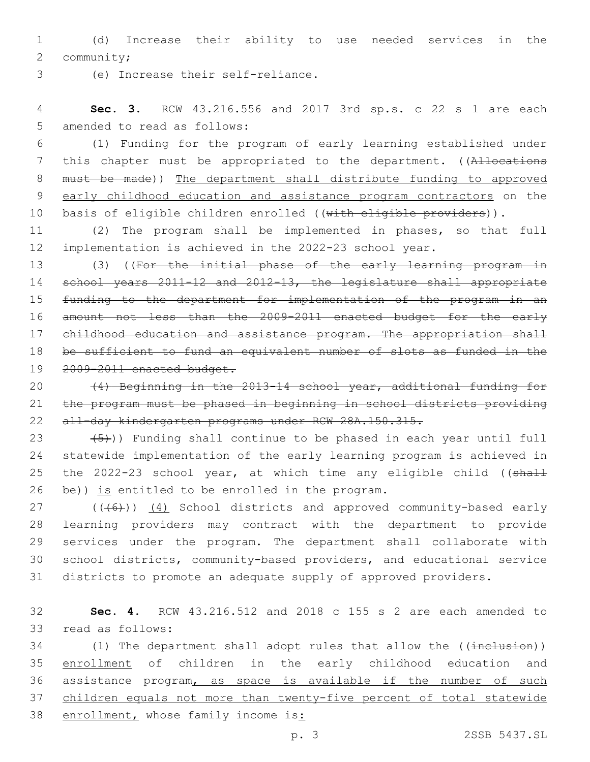(d) Increase their ability to use needed services in the community;

(e) Increase their self-reliance.

**Sec. 3.** RCW 43.216.556 and 2017 3rd sp.s. c 22 s 1 are each amended to read as follows:

(1) Funding for the program of early learning established under this chapter must be appropriated to the department. ((~~Allocations must be made~~)) <u>The department shall distribute funding to approved early childhood education and assistance program contractors</u> on the basis of eligible children enrolled ((~~with eligible providers~~)).

(2) The program shall be implemented in phases, so that full implementation is achieved in the 2022-23 school year.

(3) ((~~For the initial phase of the early learning program in school years 2011-12 and 2012-13, the legislature shall appropriate funding to the department for implementation of the program in an amount not less than the 2009-2011 enacted budget for the early childhood education and assistance program. The appropriation shall be sufficient to fund an equivalent number of slots as funded in the 2009-2011 enacted budget.~~

~~(4) Beginning in the 2013-14 school year, additional funding for the program must be phased in beginning in school districts providing all-day kindergarten programs under RCW 28A.150.315.~~

~~(5)~~)) Funding shall continue to be phased in each year until full statewide implementation of the early learning program is achieved in the 2022-23 school year, at which time any eligible child ((~~shall be~~)) <u>is</u> entitled to be enrolled in the program.

((~~(6)~~)) <u>(4)</u> School districts and approved community-based early learning providers may contract with the department to provide services under the program. The department shall collaborate with school districts, community-based providers, and educational service districts to promote an adequate supply of approved providers.

**Sec. 4.** RCW 43.216.512 and 2018 c 155 s 2 are each amended to read as follows:

(1) The department shall adopt rules that allow the ((~~inclusion~~)) <u>enrollment</u> of children in the early childhood education and assistance program<u>, as space is available if the number of such children equals not more than twenty-five percent of total statewide enrollment,</u> whose family income is<u>:</u>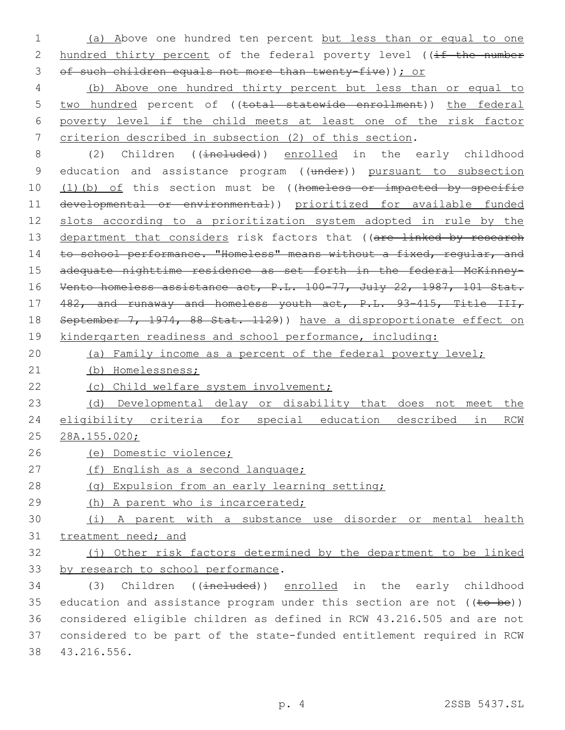(a) Above one hundred ten percent but less than or equal to one hundred thirty percent of the federal poverty level ((if the number of such children equals not more than twenty-five)); or

(b) Above one hundred thirty percent but less than or equal to two hundred percent of ((total statewide enrollment)) the federal poverty level if the child meets at least one of the risk factor criterion described in subsection (2) of this section.

(2) Children ((included)) enrolled in the early childhood education and assistance program ((under)) pursuant to subsection (1)(b) of this section must be ((homeless or impacted by specific developmental or environmental)) prioritized for available funded slots according to a prioritization system adopted in rule by the department that considers risk factors that ((are linked by research to school performance. "Homeless" means without a fixed, regular, and adequate nighttime residence as set forth in the federal McKinney-Vento homeless assistance act, P.L. 100-77, July 22, 1987, 101 Stat. 482, and runaway and homeless youth act, P.L. 93-415, Title III, September 7, 1974, 88 Stat. 1129)) have a disproportionate effect on kindergarten readiness and school performance, including:

(a) Family income as a percent of the federal poverty level;

(b) Homelessness;

(c) Child welfare system involvement;

(d) Developmental delay or disability that does not meet the eligibility criteria for special education described in RCW 28A.155.020;

(e) Domestic violence;

(f) English as a second language;

(g) Expulsion from an early learning setting;

(h) A parent who is incarcerated;

(i) A parent with a substance use disorder or mental health treatment need; and

(j) Other risk factors determined by the department to be linked by research to school performance.

(3) Children ((included)) enrolled in the early childhood education and assistance program under this section are not ((to be)) considered eligible children as defined in RCW 43.216.505 and are not considered to be part of the state-funded entitlement required in RCW 43.216.556.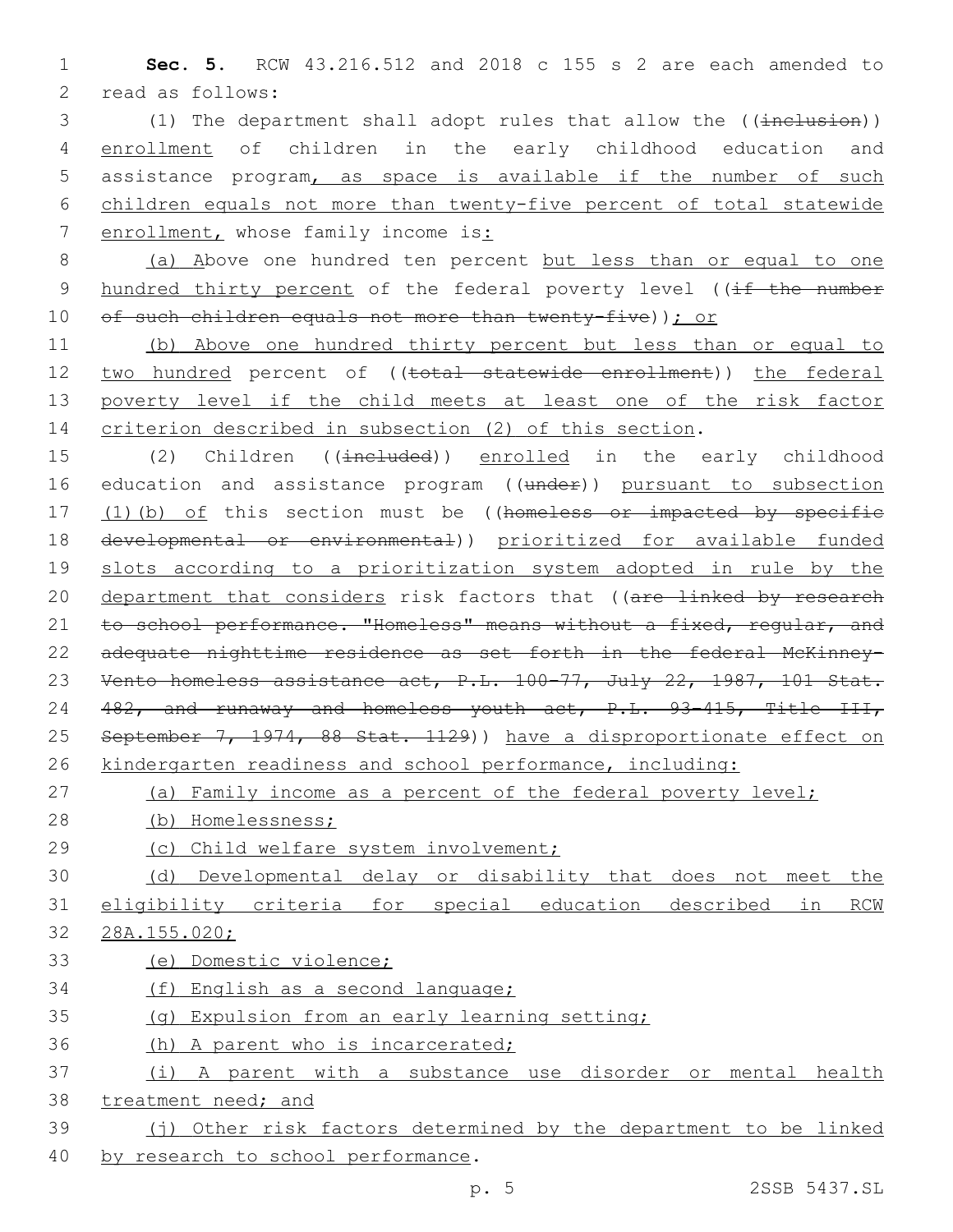**Sec. 5.** RCW 43.216.512 and 2018 c 155 s 2 are each amended to read as follows:

(1) The department shall adopt rules that allow the ((~~inclusion~~)) enrollment of children in the early childhood education and assistance program, as space is available if the number of such children equals not more than twenty-five percent of total statewide enrollment, whose family income is:

(a) Above one hundred ten percent but less than or equal to one hundred thirty percent of the federal poverty level ((~~if the number of such children equals not more than twenty-five~~)); or

(b) Above one hundred thirty percent but less than or equal to two hundred percent of ((~~total statewide enrollment~~)) the federal poverty level if the child meets at least one of the risk factor criterion described in subsection (2) of this section.

(2) Children ((~~included~~)) enrolled in the early childhood education and assistance program ((~~under~~)) pursuant to subsection (1)(b) of this section must be ((~~homeless or impacted by specific developmental or environmental~~)) prioritized for available funded slots according to a prioritization system adopted in rule by the department that considers risk factors that ((~~are linked by research to school performance. "Homeless" means without a fixed, regular, and adequate nighttime residence as set forth in the federal McKinney-Vento homeless assistance act, P.L. 100-77, July 22, 1987, 101 Stat. 482, and runaway and homeless youth act, P.L. 93-415, Title III, September 7, 1974, 88 Stat. 1129~~)) have a disproportionate effect on kindergarten readiness and school performance, including:

(a) Family income as a percent of the federal poverty level;

(b) Homelessness;

(c) Child welfare system involvement;

(d) Developmental delay or disability that does not meet the eligibility criteria for special education described in RCW 28A.155.020;

(e) Domestic violence;

(f) English as a second language;

(g) Expulsion from an early learning setting;

(h) A parent who is incarcerated;

(i) A parent with a substance use disorder or mental health treatment need; and

(j) Other risk factors determined by the department to be linked by research to school performance.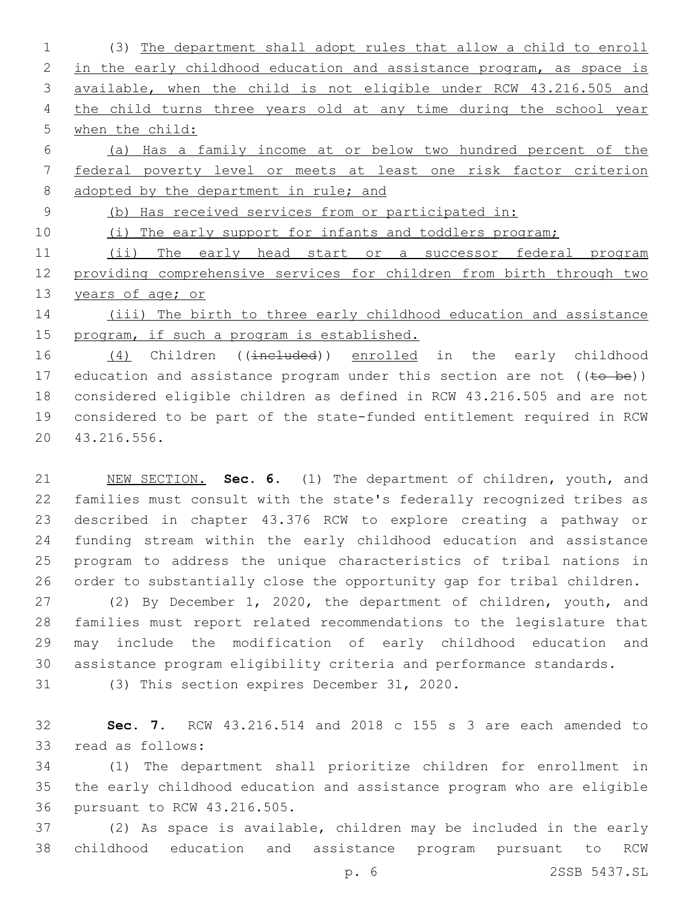(3) The department shall adopt rules that allow a child to enroll in the early childhood education and assistance program, as space is available, when the child is not eligible under RCW 43.216.505 and the child turns three years old at any time during the school year when the child:

(a) Has a family income at or below two hundred percent of the federal poverty level or meets at least one risk factor criterion adopted by the department in rule; and

(b) Has received services from or participated in:

(i) The early support for infants and toddlers program;

(ii) The early head start or a successor federal program providing comprehensive services for children from birth through two years of age; or

(iii) The birth to three early childhood education and assistance program, if such a program is established.

(4) Children ((~~included~~)) enrolled in the early childhood education and assistance program under this section are not ((~~to be~~)) considered eligible children as defined in RCW 43.216.505 and are not considered to be part of the state-funded entitlement required in RCW 43.216.556.

NEW SECTION. **Sec. 6.** (1) The department of children, youth, and families must consult with the state's federally recognized tribes as described in chapter 43.376 RCW to explore creating a pathway or funding stream within the early childhood education and assistance program to address the unique characteristics of tribal nations in order to substantially close the opportunity gap for tribal children.

(2) By December 1, 2020, the department of children, youth, and families must report related recommendations to the legislature that may include the modification of early childhood education and assistance program eligibility criteria and performance standards.

(3) This section expires December 31, 2020.

**Sec. 7.** RCW 43.216.514 and 2018 c 155 s 3 are each amended to read as follows:

(1) The department shall prioritize children for enrollment in the early childhood education and assistance program who are eligible pursuant to RCW 43.216.505.

(2) As space is available, children may be included in the early childhood education and assistance program pursuant to RCW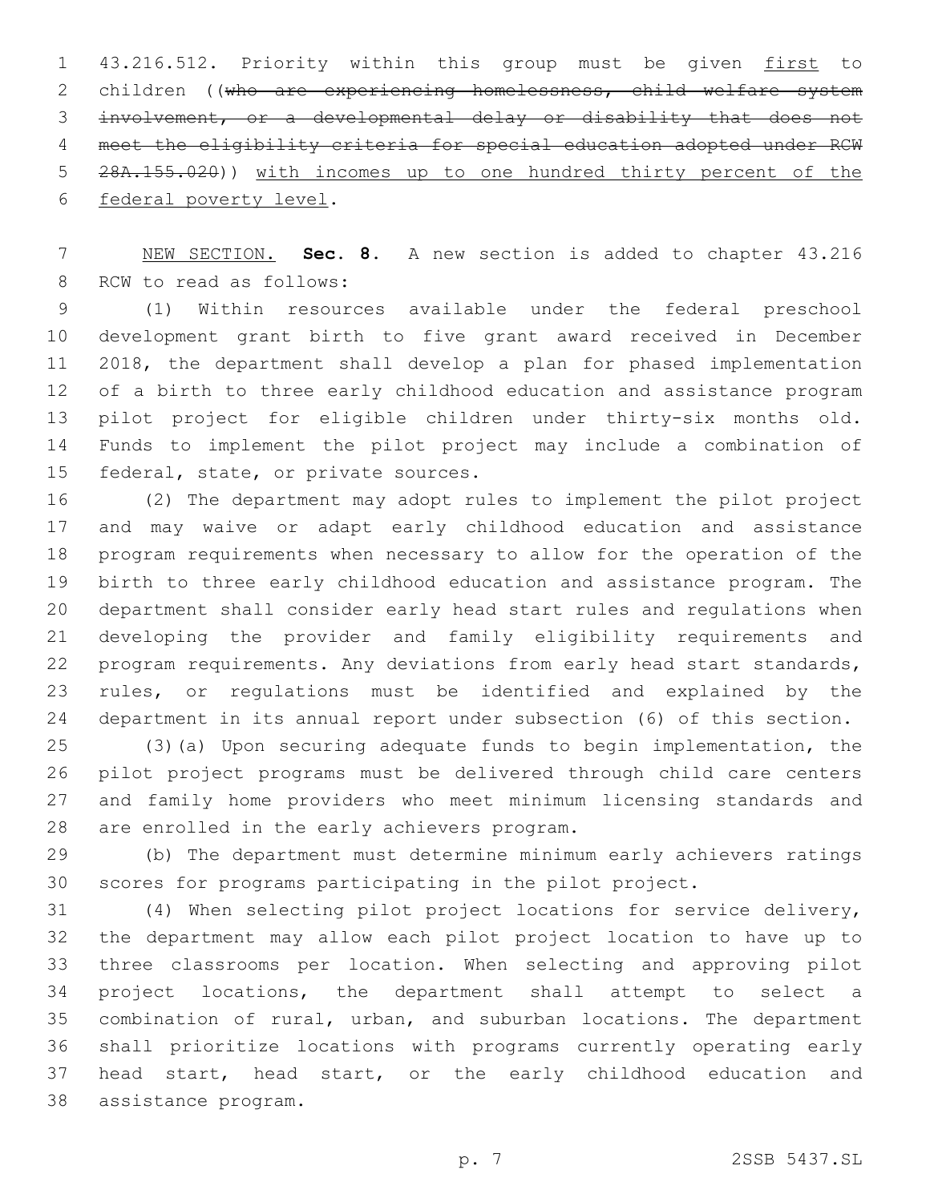43.216.512. Priority within this group must be given <u>first</u> to children ((~~who are experiencing homelessness, child welfare system involvement, or a developmental delay or disability that does not meet the eligibility criteria for special education adopted under RCW 28A.155.020~~)) <u>with incomes up to one hundred thirty percent of the federal poverty level</u>.

<u>NEW SECTION.</u> **Sec. 8.** A new section is added to chapter 43.216 RCW to read as follows:

(1) Within resources available under the federal preschool development grant birth to five grant award received in December 2018, the department shall develop a plan for phased implementation of a birth to three early childhood education and assistance program pilot project for eligible children under thirty-six months old. Funds to implement the pilot project may include a combination of federal, state, or private sources.

(2) The department may adopt rules to implement the pilot project and may waive or adapt early childhood education and assistance program requirements when necessary to allow for the operation of the birth to three early childhood education and assistance program. The department shall consider early head start rules and regulations when developing the provider and family eligibility requirements and program requirements. Any deviations from early head start standards, rules, or regulations must be identified and explained by the department in its annual report under subsection (6) of this section.

(3)(a) Upon securing adequate funds to begin implementation, the pilot project programs must be delivered through child care centers and family home providers who meet minimum licensing standards and are enrolled in the early achievers program.

(b) The department must determine minimum early achievers ratings scores for programs participating in the pilot project.

(4) When selecting pilot project locations for service delivery, the department may allow each pilot project location to have up to three classrooms per location. When selecting and approving pilot project locations, the department shall attempt to select a combination of rural, urban, and suburban locations. The department shall prioritize locations with programs currently operating early head start, head start, or the early childhood education and assistance program.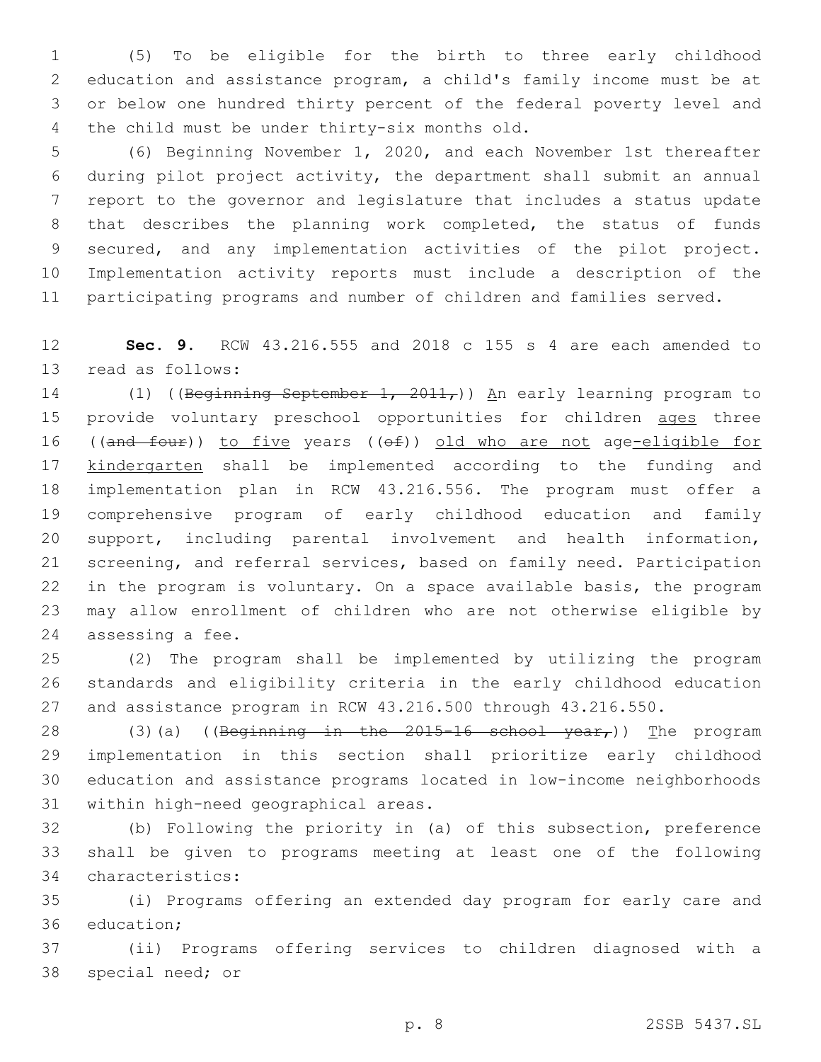(5) To be eligible for the birth to three early childhood education and assistance program, a child's family income must be at or below one hundred thirty percent of the federal poverty level and the child must be under thirty-six months old.

(6) Beginning November 1, 2020, and each November 1st thereafter during pilot project activity, the department shall submit an annual report to the governor and legislature that includes a status update that describes the planning work completed, the status of funds secured, and any implementation activities of the pilot project. Implementation activity reports must include a description of the participating programs and number of children and families served.

**Sec. 9.** RCW 43.216.555 and 2018 c 155 s 4 are each amended to read as follows:

(1) ((~~Beginning September 1, 2011,~~)) An early learning program to provide voluntary preschool opportunities for children ages three ((~~and four~~)) to five years ((~~of~~)) old who are not age-eligible for kindergarten shall be implemented according to the funding and implementation plan in RCW 43.216.556. The program must offer a comprehensive program of early childhood education and family support, including parental involvement and health information, screening, and referral services, based on family need. Participation in the program is voluntary. On a space available basis, the program may allow enrollment of children who are not otherwise eligible by assessing a fee.

(2) The program shall be implemented by utilizing the program standards and eligibility criteria in the early childhood education and assistance program in RCW 43.216.500 through 43.216.550.

(3)(a) ((~~Beginning in the 2015-16 school year,~~)) The program implementation in this section shall prioritize early childhood education and assistance programs located in low-income neighborhoods within high-need geographical areas.

(b) Following the priority in (a) of this subsection, preference shall be given to programs meeting at least one of the following characteristics:

(i) Programs offering an extended day program for early care and education;

(ii) Programs offering services to children diagnosed with a special need; or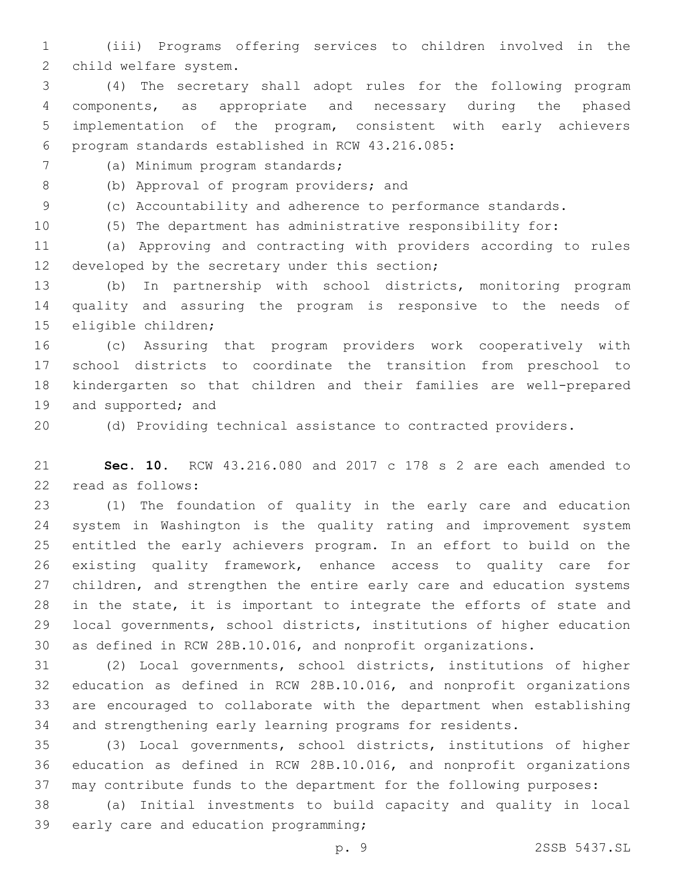(iii) Programs offering services to children involved in the child welfare system.

(4) The secretary shall adopt rules for the following program components, as appropriate and necessary during the phased implementation of the program, consistent with early achievers program standards established in RCW 43.216.085:

(a) Minimum program standards;

(b) Approval of program providers; and

(c) Accountability and adherence to performance standards.

(5) The department has administrative responsibility for:

(a) Approving and contracting with providers according to rules developed by the secretary under this section;

(b) In partnership with school districts, monitoring program quality and assuring the program is responsive to the needs of eligible children;

(c) Assuring that program providers work cooperatively with school districts to coordinate the transition from preschool to kindergarten so that children and their families are well-prepared and supported; and

(d) Providing technical assistance to contracted providers.

**Sec. 10.** RCW 43.216.080 and 2017 c 178 s 2 are each amended to read as follows:

(1) The foundation of quality in the early care and education system in Washington is the quality rating and improvement system entitled the early achievers program. In an effort to build on the existing quality framework, enhance access to quality care for children, and strengthen the entire early care and education systems in the state, it is important to integrate the efforts of state and local governments, school districts, institutions of higher education as defined in RCW 28B.10.016, and nonprofit organizations.

(2) Local governments, school districts, institutions of higher education as defined in RCW 28B.10.016, and nonprofit organizations are encouraged to collaborate with the department when establishing and strengthening early learning programs for residents.

(3) Local governments, school districts, institutions of higher education as defined in RCW 28B.10.016, and nonprofit organizations may contribute funds to the department for the following purposes:

(a) Initial investments to build capacity and quality in local early care and education programming;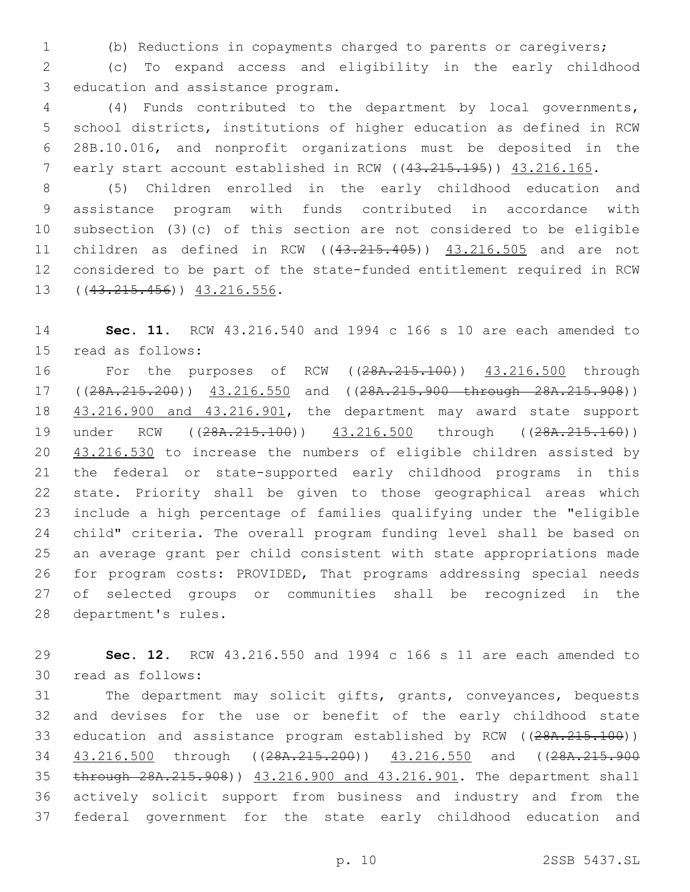(b) Reductions in copayments charged to parents or caregivers;

(c) To expand access and eligibility in the early childhood education and assistance program.

(4) Funds contributed to the department by local governments, school districts, institutions of higher education as defined in RCW 28B.10.016, and nonprofit organizations must be deposited in the early start account established in RCW ((~~43.215.195~~)) <u>43.216.165</u>.

(5) Children enrolled in the early childhood education and assistance program with funds contributed in accordance with subsection (3)(c) of this section are not considered to be eligible children as defined in RCW ((~~43.215.405~~)) <u>43.216.505</u> and are not considered to be part of the state-funded entitlement required in RCW ((~~43.215.456~~)) <u>43.216.556</u>.

**Sec. 11.** RCW 43.216.540 and 1994 c 166 s 10 are each amended to read as follows:

For the purposes of RCW ((~~28A.215.100~~)) <u>43.216.500</u> through ((~~28A.215.200~~)) <u>43.216.550</u> and ((~~28A.215.900 through 28A.215.908~~)) <u>43.216.900 and 43.216.901</u>, the department may award state support under RCW ((~~28A.215.100~~)) <u>43.216.500</u> through ((~~28A.215.160~~)) <u>43.216.530</u> to increase the numbers of eligible children assisted by the federal or state-supported early childhood programs in this state. Priority shall be given to those geographical areas which include a high percentage of families qualifying under the "eligible child" criteria. The overall program funding level shall be based on an average grant per child consistent with state appropriations made for program costs: PROVIDED, That programs addressing special needs of selected groups or communities shall be recognized in the department's rules.

**Sec. 12.** RCW 43.216.550 and 1994 c 166 s 11 are each amended to read as follows:

The department may solicit gifts, grants, conveyances, bequests and devises for the use or benefit of the early childhood state education and assistance program established by RCW ((~~28A.215.100~~)) <u>43.216.500</u> through ((~~28A.215.200~~)) <u>43.216.550</u> and ((~~28A.215.900 through 28A.215.908~~)) <u>43.216.900 and 43.216.901</u>. The department shall actively solicit support from business and industry and from the federal government for the state early childhood education and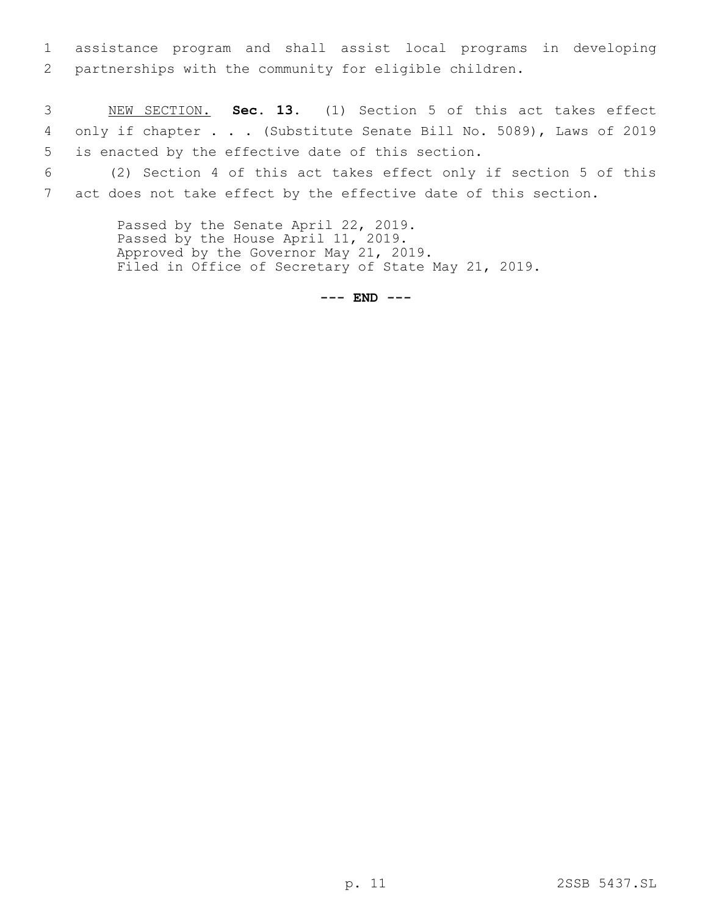assistance program and shall assist local programs in developing partnerships with the community for eligible children.

NEW SECTION. **Sec. 13.** (1) Section 5 of this act takes effect only if chapter . . . (Substitute Senate Bill No. 5089), Laws of 2019 is enacted by the effective date of this section.

(2) Section 4 of this act takes effect only if section 5 of this act does not take effect by the effective date of this section.

Passed by the Senate April 22, 2019.
Passed by the House April 11, 2019.
Approved by the Governor May 21, 2019.
Filed in Office of Secretary of State May 21, 2019.

**--- END ---**